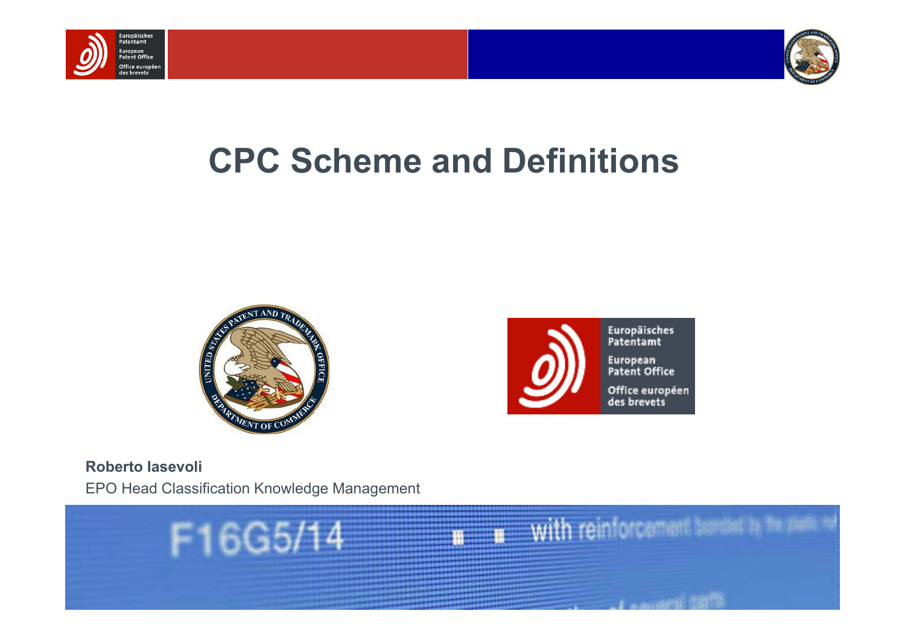# CPC Scheme and Definitions

**Roberto Iasevoli**

EPO Head Classification Knowledge Management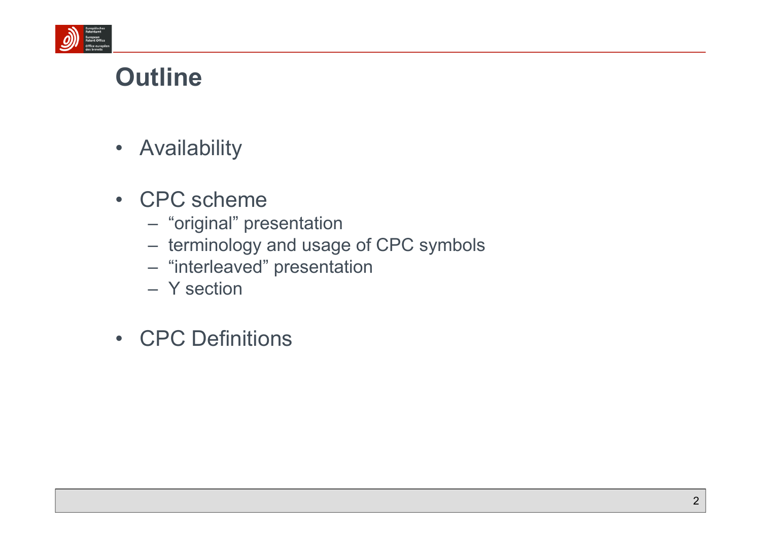# Outline

- Availability

- CPC scheme
  - "original" presentation
  - terminology and usage of CPC symbols
  - "interleaved" presentation
  - Y section

- CPC Definitions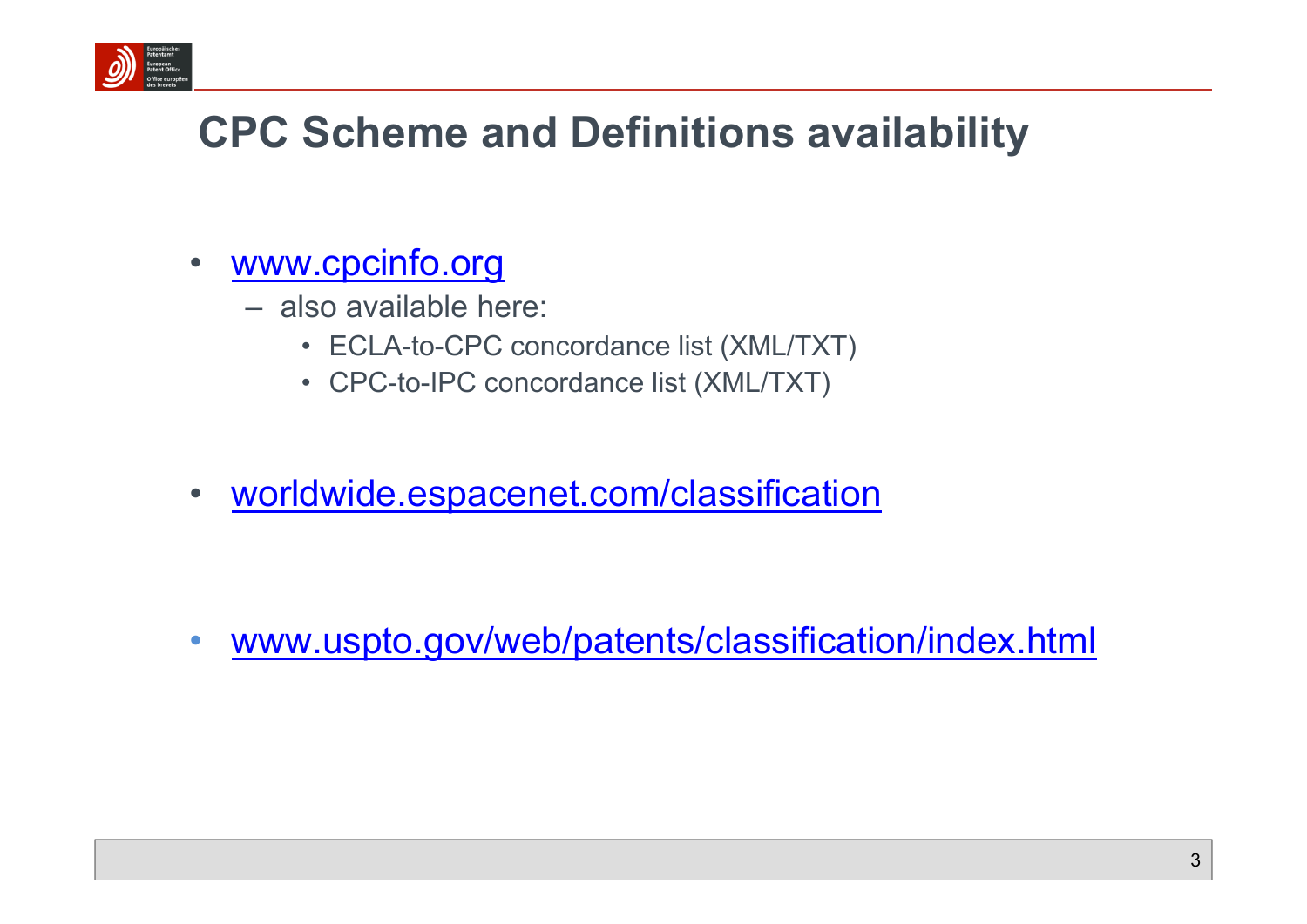# CPC Scheme and Definitions availability

- www.cpcinfo.org
  - also available here:
    - ECLA-to-CPC concordance list (XML/TXT)
    - CPC-to-IPC concordance list (XML/TXT)

- worldwide.espacenet.com/classification

- www.uspto.gov/web/patents/classification/index.html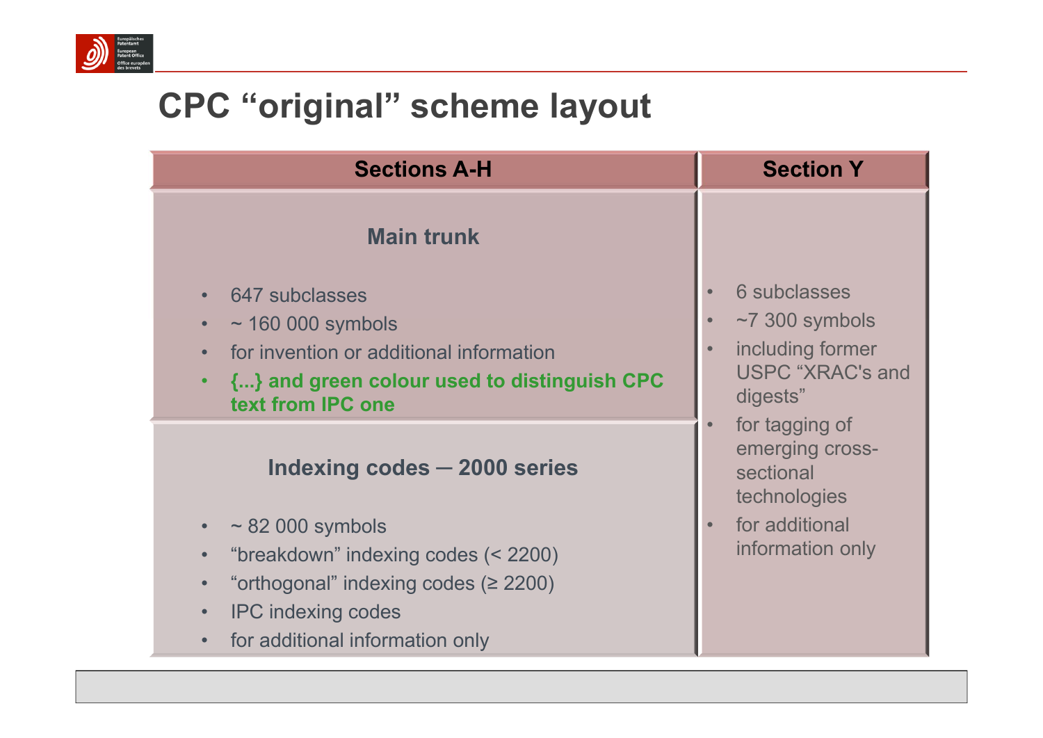# CPC "original" scheme layout

| Sections A-H | Section Y |
| --- | --- |
| **Main trunk**<br><br>• 647 subclasses<br>• ~ 160 000 symbols<br>• for invention or additional information<br>• **{...} and green colour used to distinguish CPC text from IPC one** | • 6 subclasses<br>• ~7 300 symbols<br>• including former USPC "XRAC's and digests"<br>• for tagging of emerging cross-sectional technologies<br>• for additional information only |
| **Indexing codes ─ 2000 series**<br><br>• ~ 82 000 symbols<br>• "breakdown" indexing codes (< 2200)<br>• "orthogonal" indexing codes (≥ 2200)<br>• IPC indexing codes<br>• for additional information only | |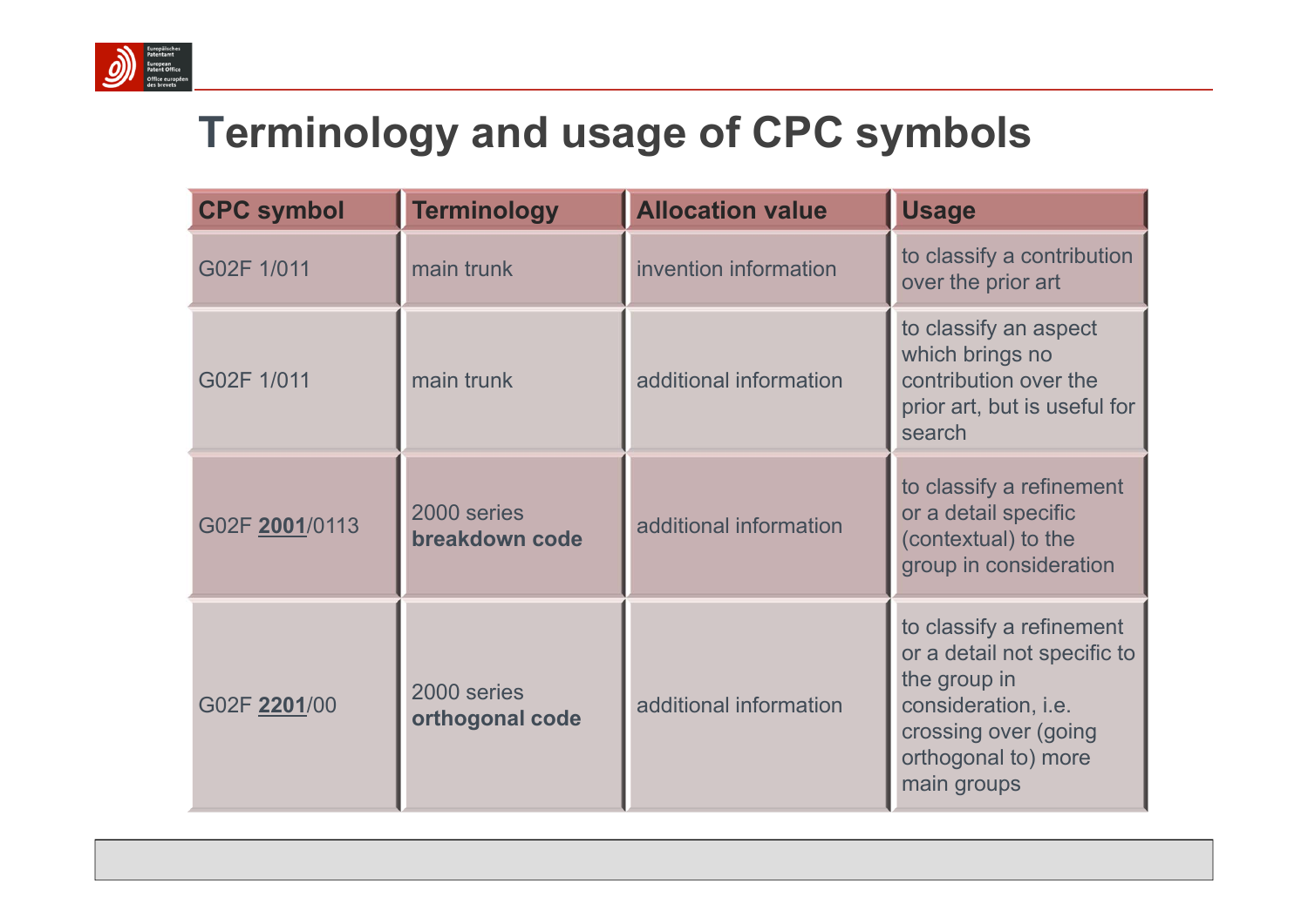# Terminology and usage of CPC symbols

| CPC symbol | Terminology | Allocation value | Usage |
|---|---|---|---|
| G02F 1/011 | main trunk | invention information | to classify a contribution over the prior art |
| G02F 1/011 | main trunk | additional information | to classify an aspect which brings no contribution over the prior art, but is useful for search |
| G02F **2001**/0113 | 2000 series **breakdown code** | additional information | to classify a refinement or a detail specific (contextual) to the group in consideration |
| G02F **2201**/00 | 2000 series **orthogonal code** | additional information | to classify a refinement or a detail not specific to the group in consideration, i.e. crossing over (going orthogonal to) more main groups |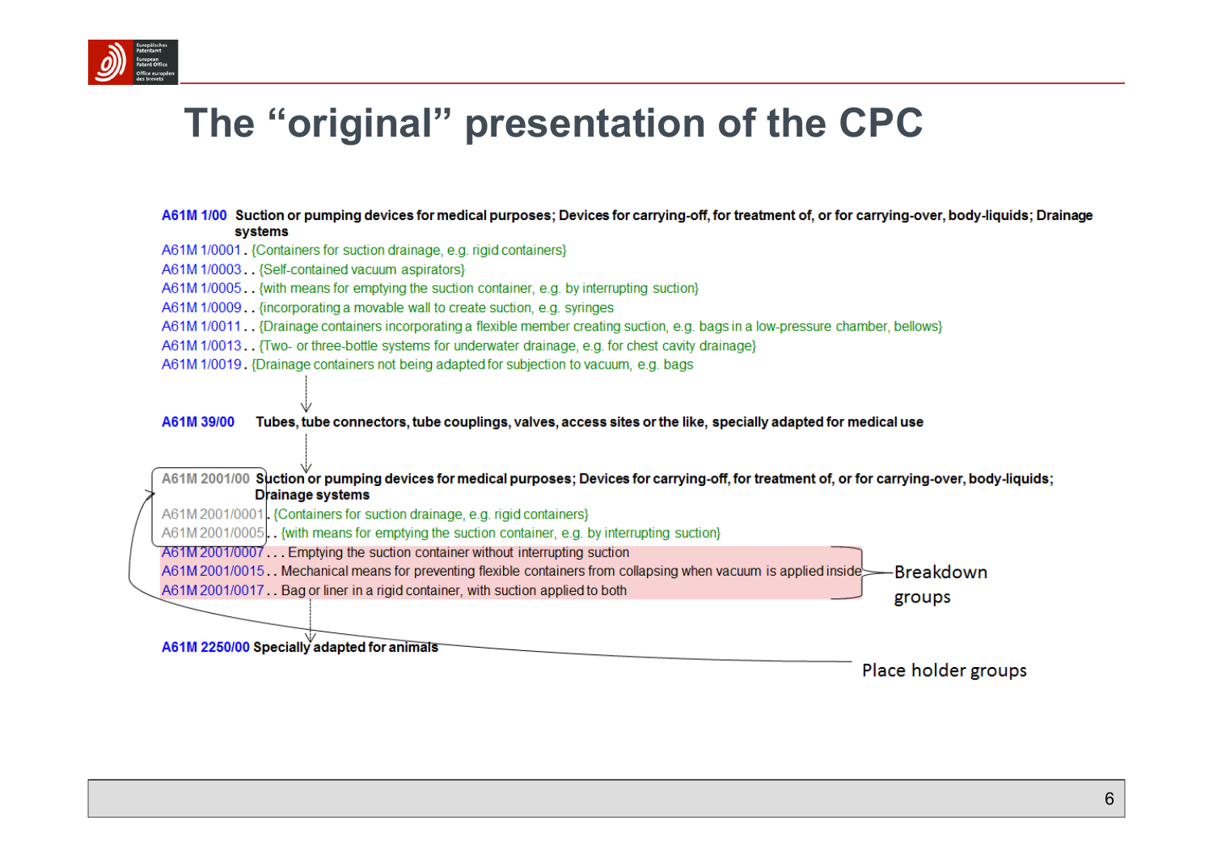# The "original" presentation of the CPC

**A61M 1/00** **Suction or pumping devices for medical purposes; Devices for carrying-off, for treatment of, or for carrying-over, body-liquids; Drainage systems**

A61M 1/0001 . {Containers for suction drainage, e.g. rigid containers}

A61M 1/0003 . . {Self-contained vacuum aspirators}

A61M 1/0005 . . {with means for emptying the suction container, e.g. by interrupting suction}

A61M 1/0009 . . {incorporating a movable wall to create suction, e.g. syringes

A61M 1/0011 . . {Drainage containers incorporating a flexible member creating suction, e.g. bags in a low-pressure chamber, bellows}

A61M 1/0013 . . {Two- or three-bottle systems for underwater drainage, e.g. for chest cavity drainage}

A61M 1/0019 . {Drainage containers not being adapted for subjection to vacuum, e.g. bags

**A61M 39/00** **Tubes, tube connectors, tube couplings, valves, access sites or the like, specially adapted for medical use**

A61M 2001/00 **Suction or pumping devices for medical purposes; Devices for carrying-off, for treatment of, or for carrying-over, body-liquids; Drainage systems**

A61M 2001/0001 . {Containers for suction drainage, e.g. rigid containers}

A61M 2001/0005 . . {with means for emptying the suction container, e.g. by interrupting suction}

A61M 2001/0007 . . . Emptying the suction container without interrupting suction

A61M 2001/0015 . . Mechanical means for preventing flexible containers from collapsing when vacuum is applied inside

A61M 2001/0017 . . Bag or liner in a rigid container, with suction applied to both

Breakdown groups

**A61M 2250/00** **Specially adapted for animals**

Place holder groups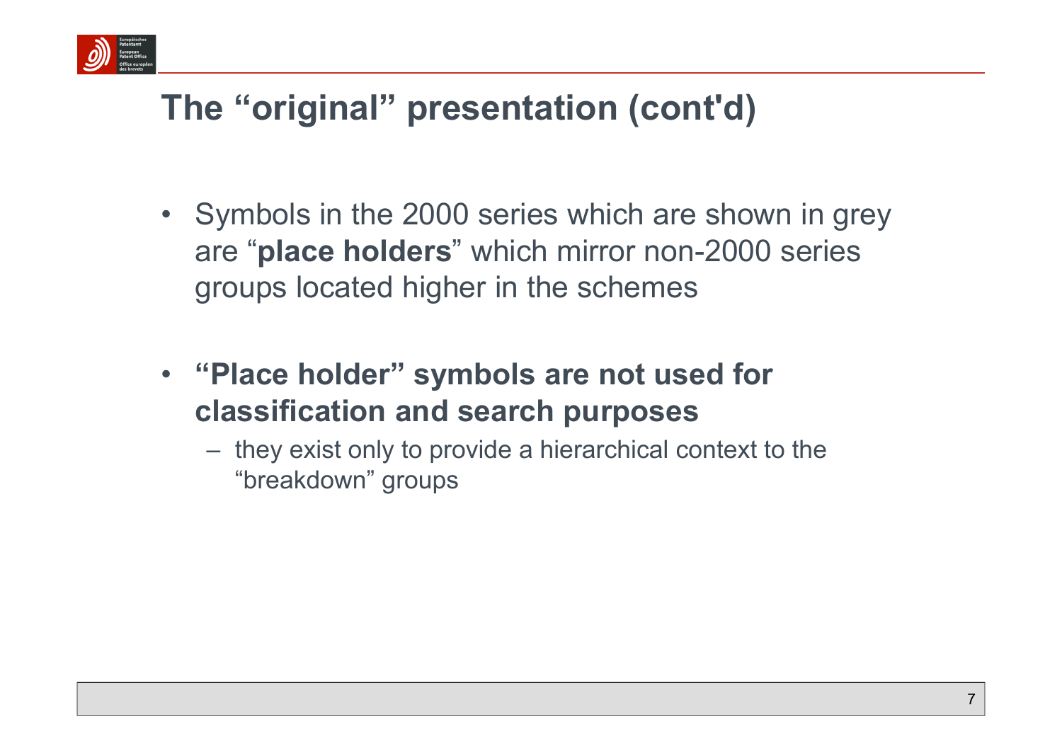# The “original” presentation (cont'd)

- Symbols in the 2000 series which are shown in grey are “**place holders**” which mirror non-2000 series groups located higher in the schemes

- **“Place holder” symbols are not used for classification and search purposes**
  - they exist only to provide a hierarchical context to the “breakdown” groups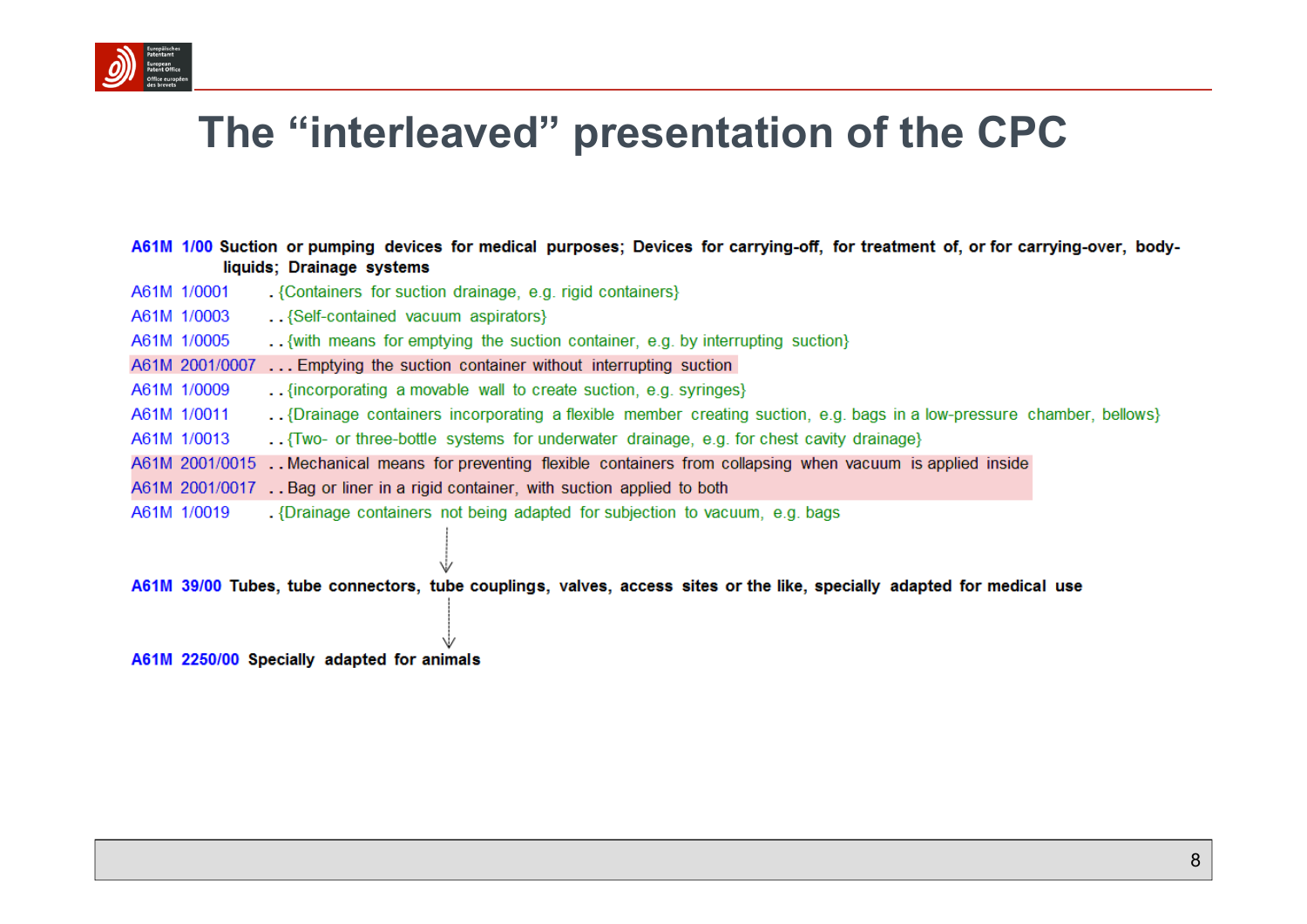# The "interleaved" presentation of the CPC

**A61M 1/00 Suction or pumping devices for medical purposes; Devices for carrying-off, for treatment of, or for carrying-over, body-liquids; Drainage systems**

A61M 1/0001 . {Containers for suction drainage, e.g. rigid containers}

A61M 1/0003 . . {Self-contained vacuum aspirators}

A61M 1/0005 . . {with means for emptying the suction container, e.g. by interrupting suction}

A61M 2001/0007 . . . Emptying the suction container without interrupting suction

A61M 1/0009 . . {incorporating a movable wall to create suction, e.g. syringes}

A61M 1/0011 . . {Drainage containers incorporating a flexible member creating suction, e.g. bags in a low-pressure chamber, bellows}

A61M 1/0013 . . {Two- or three-bottle systems for underwater drainage, e.g. for chest cavity drainage}

A61M 2001/0015 . . Mechanical means for preventing flexible containers from collapsing when vacuum is applied inside

A61M 2001/0017 . . Bag or liner in a rigid container, with suction applied to both

A61M 1/0019 . {Drainage containers not being adapted for subjection to vacuum, e.g. bags

↓

**A61M 39/00 Tubes, tube connectors, tube couplings, valves, access sites or the like, specially adapted for medical use**

↓

**A61M 2250/00 Specially adapted for animals**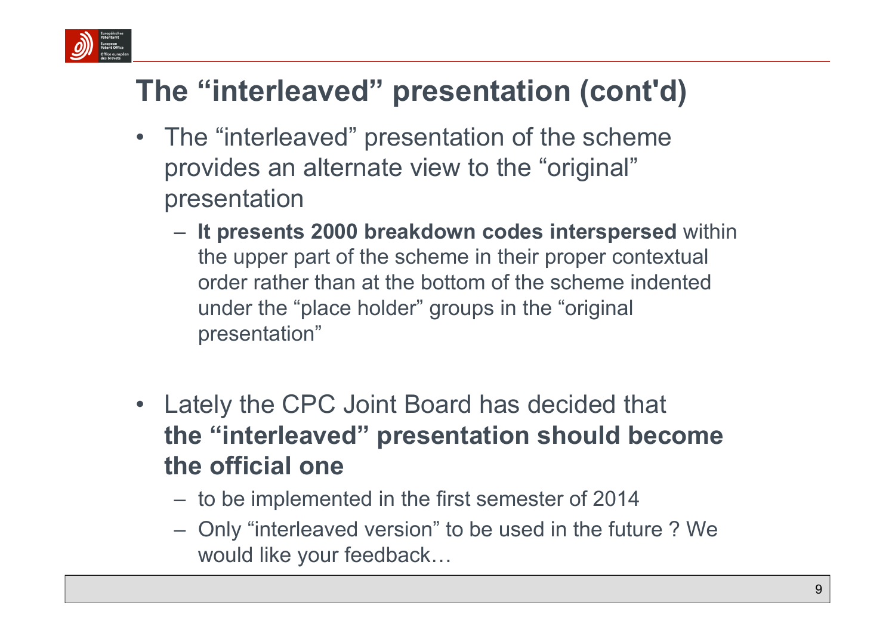# The "interleaved" presentation (cont'd)

- The "interleaved" presentation of the scheme provides an alternate view to the "original" presentation
  - **It presents 2000 breakdown codes interspersed** within the upper part of the scheme in their proper contextual order rather than at the bottom of the scheme indented under the "place holder" groups in the "original presentation"

- Lately the CPC Joint Board has decided that **the "interleaved" presentation should become the official one**
  - to be implemented in the first semester of 2014
  - Only "interleaved version" to be used in the future ? We would like your feedback…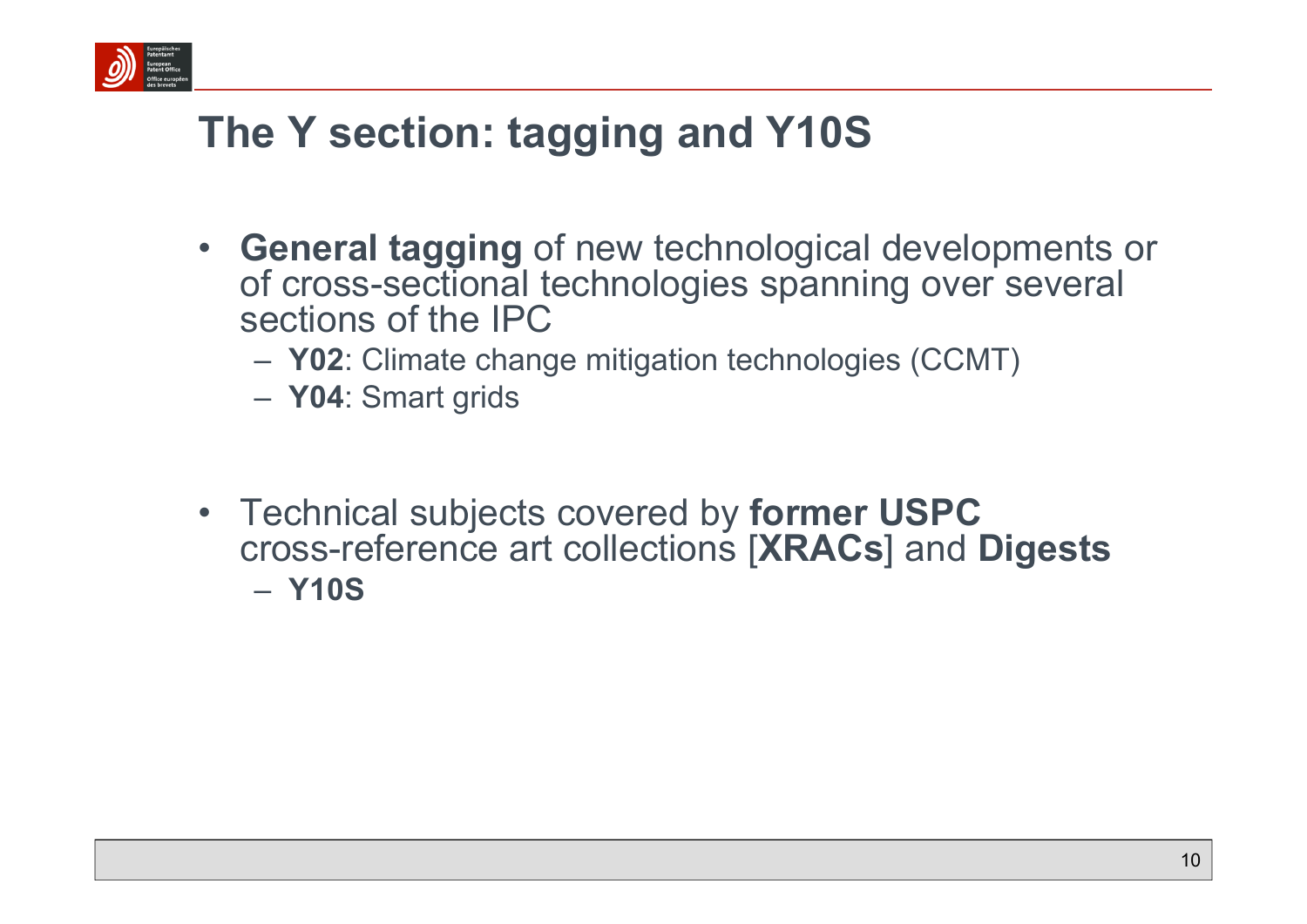# The Y section: tagging and Y10S

- **General tagging** of new technological developments or of cross-sectional technologies spanning over several sections of the IPC
  - **Y02**: Climate change mitigation technologies (CCMT)
  - **Y04**: Smart grids

- Technical subjects covered by **former USPC** cross-reference art collections [**XRACs**] and **Digests**
  - **Y10S**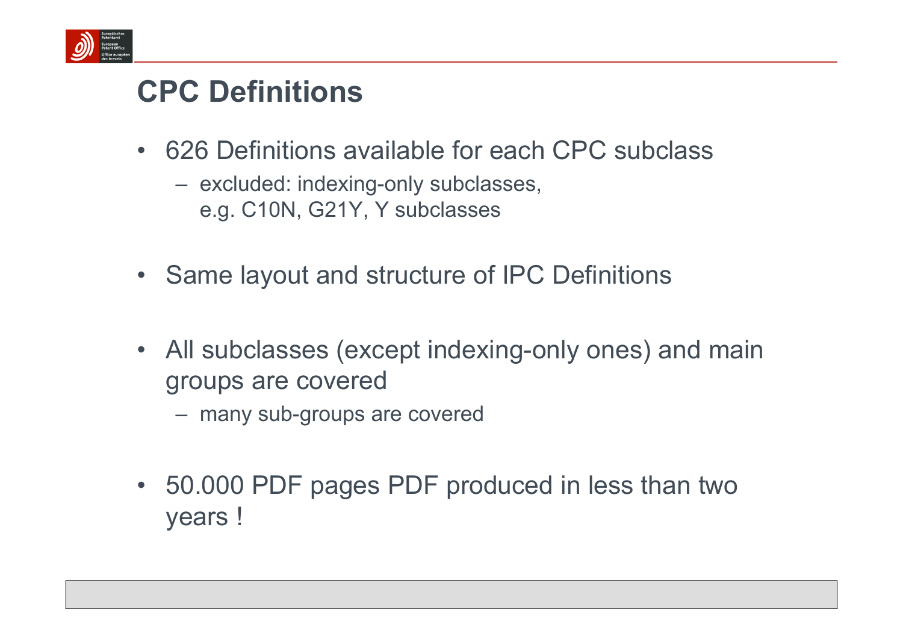# CPC Definitions

- 626 Definitions available for each CPC subclass
  - excluded: indexing-only subclasses, e.g. C10N, G21Y, Y subclasses
- Same layout and structure of IPC Definitions
- All subclasses (except indexing-only ones) and main groups are covered
  - many sub-groups are covered
- 50.000 PDF pages PDF produced in less than two years !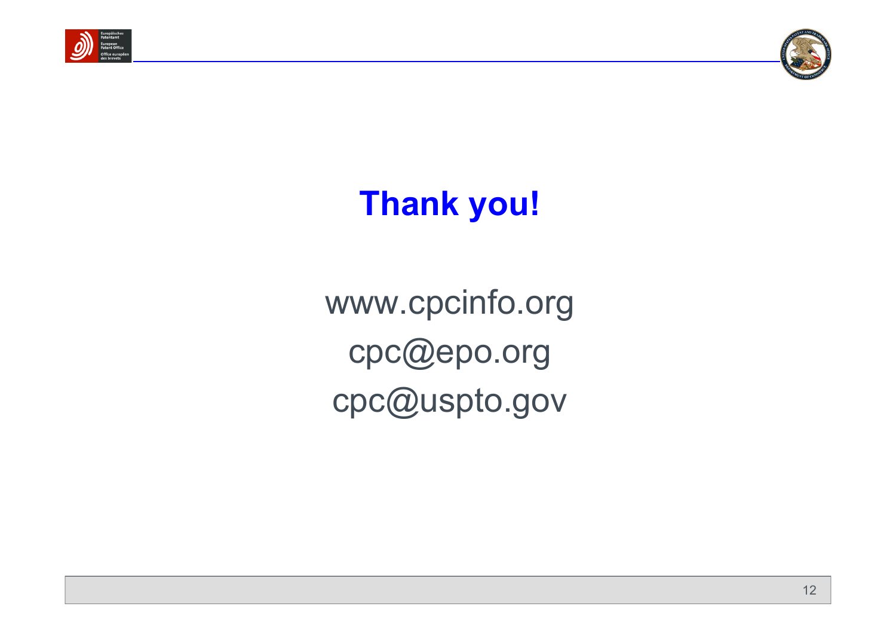# Thank you!

www.cpcinfo.org

cpc@epo.org

cpc@uspto.gov